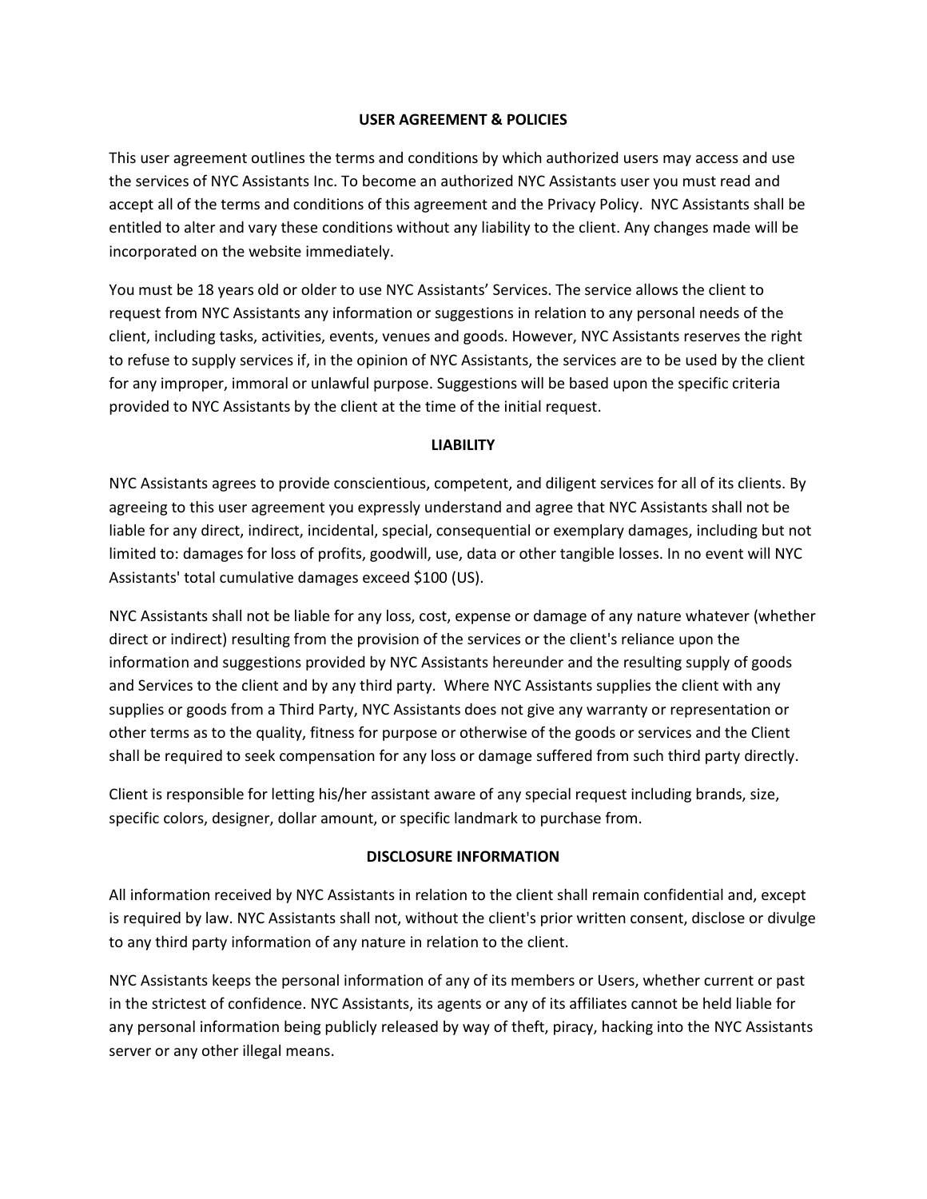## USER AGREEMENT & POLICIES

This user agreement outlines the terms and conditions by which authorized users may access and use the services of NYC Assistants Inc. To become an authorized NYC Assistants user you must read and accept all of the terms and conditions of this agreement and the Privacy Policy. NYC Assistants shall be entitled to alter and vary these conditions without any liability to the client. Any changes made will be incorporated on the website immediately.

You must be 18 years old or older to use NYC Assistants' Services. The service allows the client to request from NYC Assistants any information or suggestions in relation to any personal needs of the client, including tasks, activities, events, venues and goods. However, NYC Assistants reserves the right to refuse to supply services if, in the opinion of NYC Assistants, the services are to be used by the client for any improper, immoral or unlawful purpose. Suggestions will be based upon the specific criteria provided to NYC Assistants by the client at the time of the initial request.

## LIABILITY

NYC Assistants agrees to provide conscientious, competent, and diligent services for all of its clients. By agreeing to this user agreement you expressly understand and agree that NYC Assistants shall not be liable for any direct, indirect, incidental, special, consequential or exemplary damages, including but not limited to: damages for loss of profits, goodwill, use, data or other tangible losses. In no event will NYC Assistants' total cumulative damages exceed $100 (US).

NYC Assistants shall not be liable for any loss, cost, expense or damage of any nature whatever (whether direct or indirect) resulting from the provision of the services or the client's reliance upon the information and suggestions provided by NYC Assistants hereunder and the resulting supply of goods and Services to the client and by any third party. Where NYC Assistants supplies the client with any supplies or goods from a Third Party, NYC Assistants does not give any warranty or representation or other terms as to the quality, fitness for purpose or otherwise of the goods or services and the Client shall be required to seek compensation for any loss or damage suffered from such third party directly.

Client is responsible for letting his/her assistant aware of any special request including brands, size, specific colors, designer, dollar amount, or specific landmark to purchase from.

## DISCLOSURE INFORMATION

All information received by NYC Assistants in relation to the client shall remain confidential and, except is required by law. NYC Assistants shall not, without the client's prior written consent, disclose or divulge to any third party information of any nature in relation to the client.

NYC Assistants keeps the personal information of any of its members or Users, whether current or past in the strictest of confidence. NYC Assistants, its agents or any of its affiliates cannot be held liable for any personal information being publicly released by way of theft, piracy, hacking into the NYC Assistants server or any other illegal means.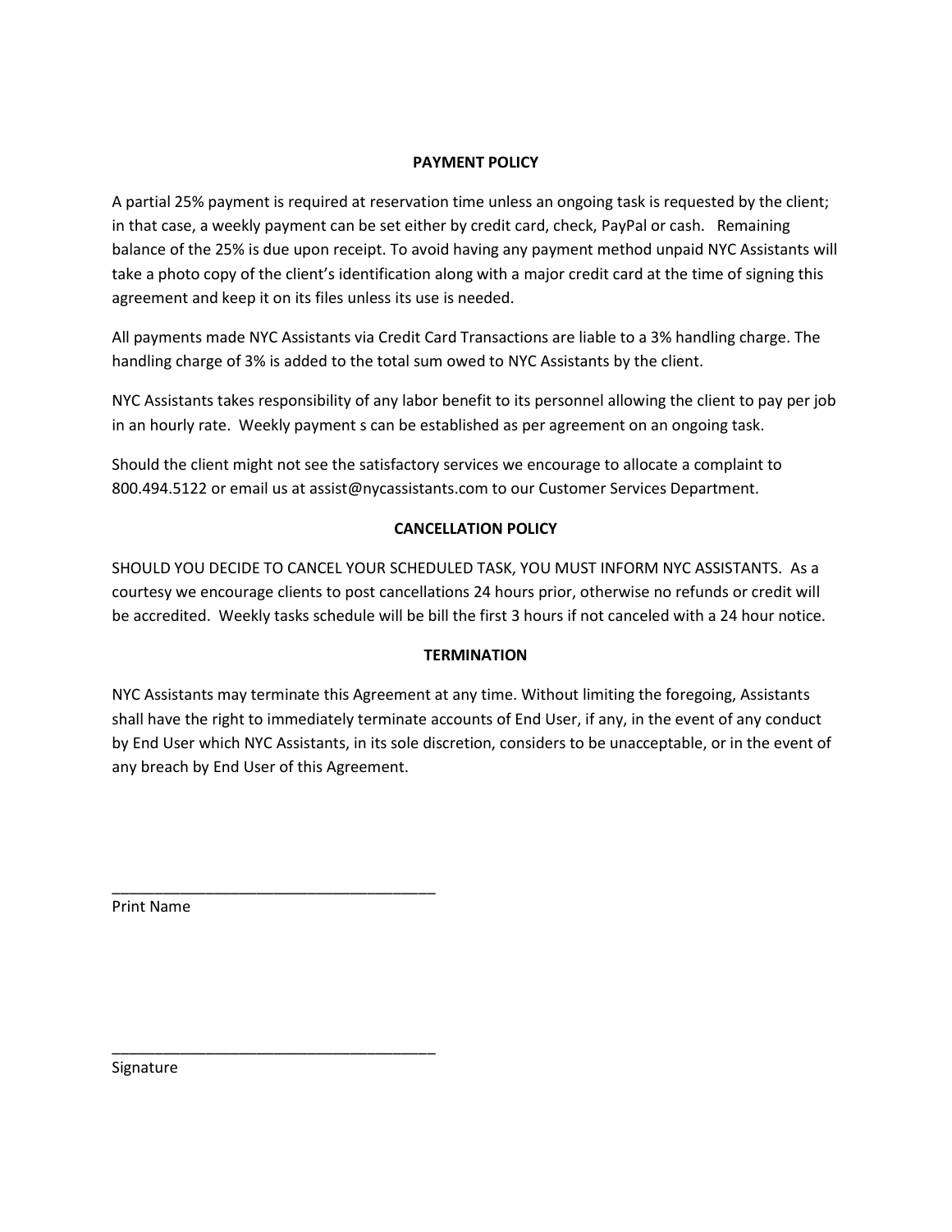## PAYMENT POLICY

A partial 25% payment is required at reservation time unless an ongoing task is requested by the client; in that case, a weekly payment can be set either by credit card, check, PayPal or cash. Remaining balance of the 25% is due upon receipt. To avoid having any payment method unpaid NYC Assistants will take a photo copy of the client's identification along with a major credit card at the time of signing this agreement and keep it on its files unless its use is needed.

All payments made NYC Assistants via Credit Card Transactions are liable to a 3% handling charge. The handling charge of 3% is added to the total sum owed to NYC Assistants by the client.

NYC Assistants takes responsibility of any labor benefit to its personnel allowing the client to pay per job in an hourly rate. Weekly payment s can be established as per agreement on an ongoing task.

Should the client might not see the satisfactory services we encourage to allocate a complaint to 800.494.5122 or email us at assist@nycassistants.com to our Customer Services Department.

## CANCELLATION POLICY

SHOULD YOU DECIDE TO CANCEL YOUR SCHEDULED TASK, YOU MUST INFORM NYC ASSISTANTS. As a courtesy we encourage clients to post cancellations 24 hours prior, otherwise no refunds or credit will be accredited. Weekly tasks schedule will be bill the first 3 hours if not canceled with a 24 hour notice.

## TERMINATION

NYC Assistants may terminate this Agreement at any time. Without limiting the foregoing, Assistants shall have the right to immediately terminate accounts of End User, if any, in the event of any conduct by End User which NYC Assistants, in its sole discretion, considers to be unacceptable, or in the event of any breach by End User of this Agreement.

______________________________________

Print Name

______________________________________

Signature